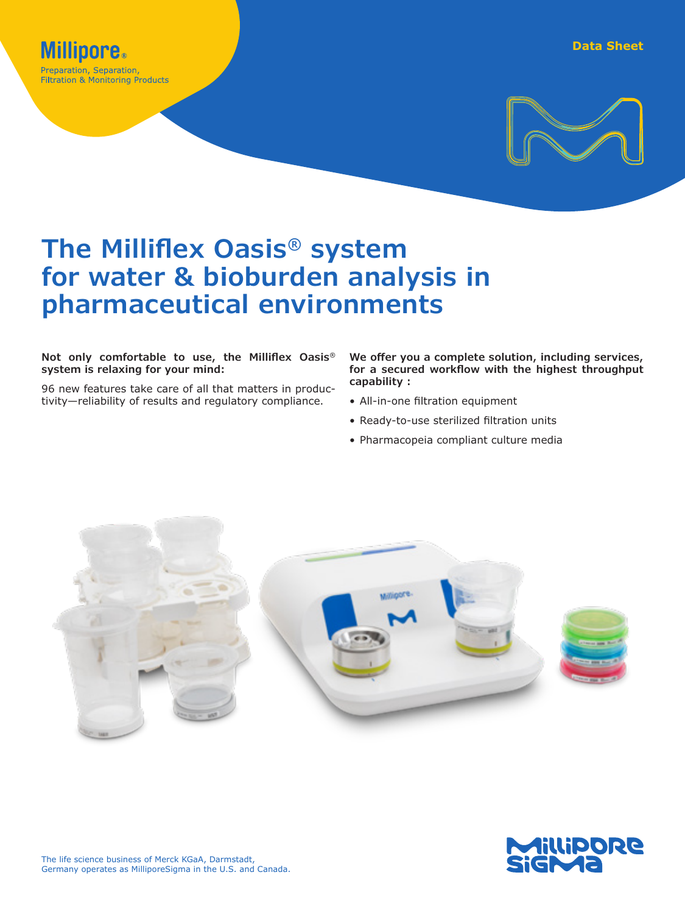Millipore®

Preparation, Separation, Filtration & Monitoring Products

Data Sheet

# The Milliflex Oasis® system for water & bioburden analysis in pharmaceutical environments

**Not only comfortable to use, the Milliflex Oasis® system is relaxing for your mind:**

96 new features take care of all that matters in productivity—reliability of results and regulatory compliance.

**We offer you a complete solution, including services, for a secured workflow with the highest throughput capability :**

- All-in-one filtration equipment
- Ready-to-use sterilized filtration units
- Pharmacopeia compliant culture media

The life science business of Merck KGaA, Darmstadt, Germany operates as MilliporeSigma in the U.S. and Canada.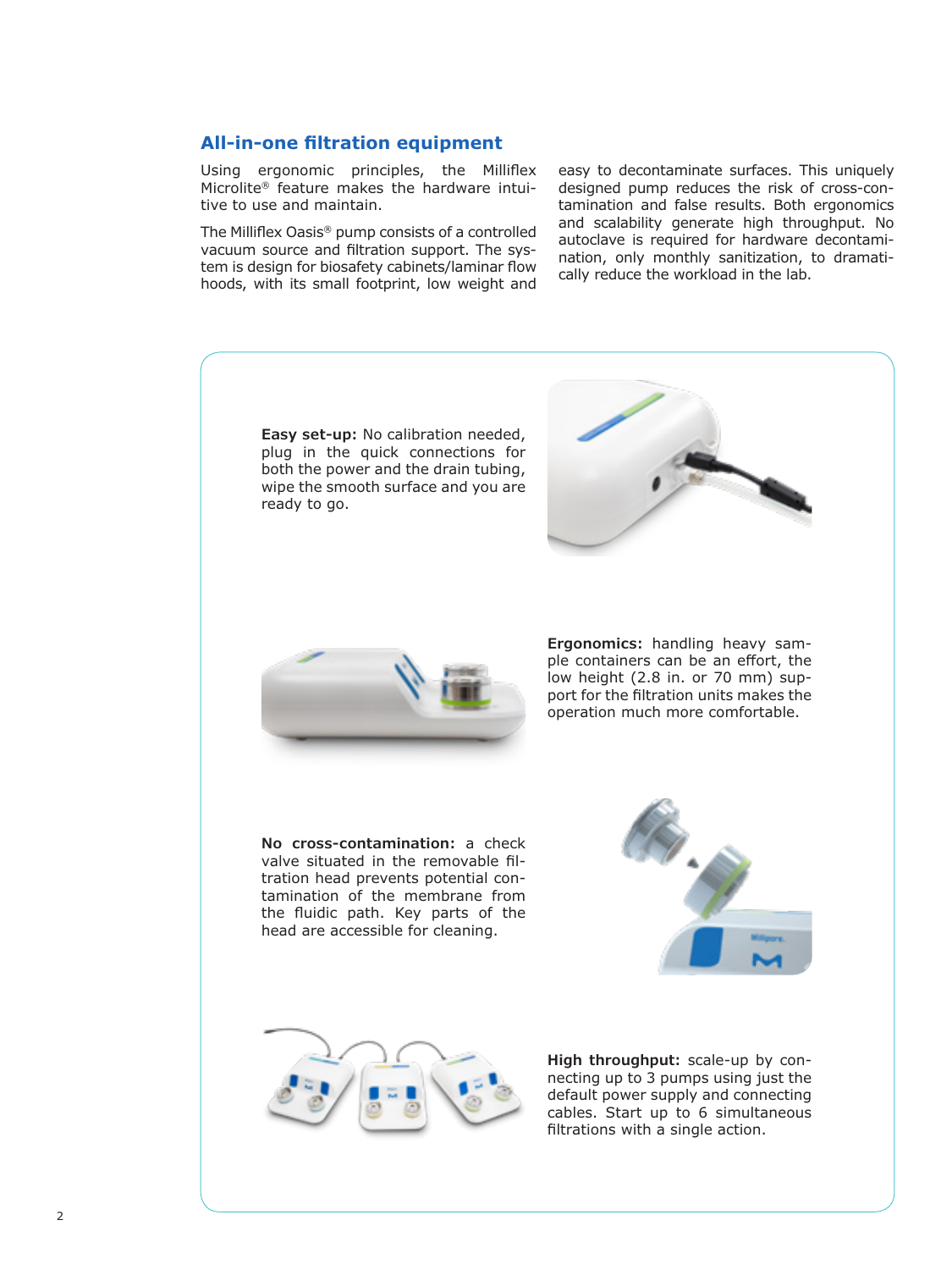## All-in-one filtration equipment

Using ergonomic principles, the Milliflex Microlite® feature makes the hardware intuitive to use and maintain.

The Milliflex Oasis® pump consists of a controlled vacuum source and filtration support. The system is design for biosafety cabinets/laminar flow hoods, with its small footprint, low weight and easy to decontaminate surfaces. This uniquely designed pump reduces the risk of cross-contamination and false results. Both ergonomics and scalability generate high throughput. No autoclave is required for hardware decontamination, only monthly sanitization, to dramatically reduce the workload in the lab.

**Easy set-up:** No calibration needed, plug in the quick connections for both the power and the drain tubing, wipe the smooth surface and you are ready to go.

**Ergonomics:** handling heavy sample containers can be an effort, the low height (2.8 in. or 70 mm) support for the filtration units makes the operation much more comfortable.

**No cross-contamination:** a check valve situated in the removable filtration head prevents potential contamination of the membrane from the fluidic path. Key parts of the head are accessible for cleaning.

**High throughput:** scale-up by connecting up to 3 pumps using just the default power supply and connecting cables. Start up to 6 simultaneous filtrations with a single action.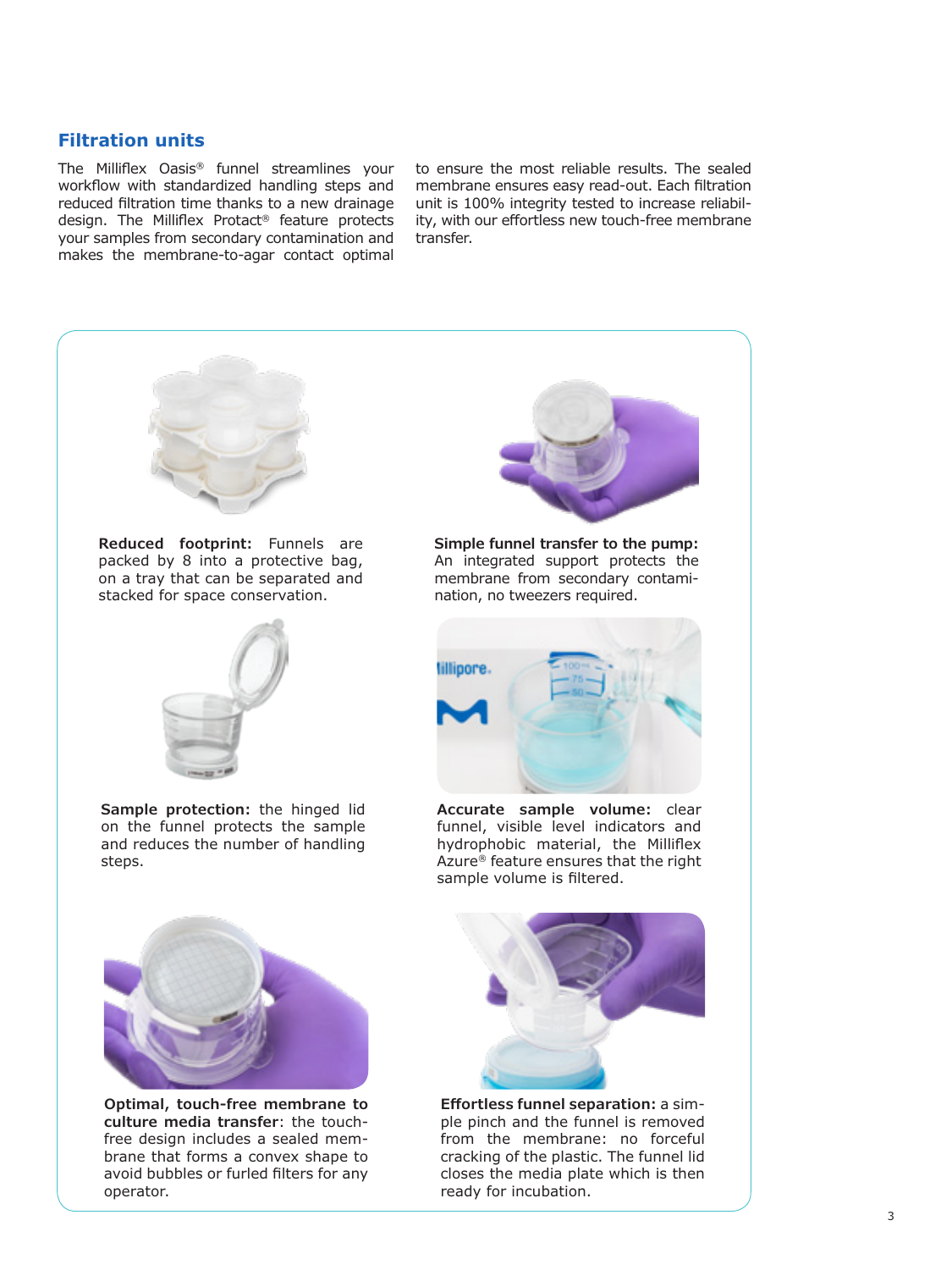## Filtration units

The Milliflex Oasis® funnel streamlines your workflow with standardized handling steps and reduced filtration time thanks to a new drainage design. The Milliflex Protact® feature protects your samples from secondary contamination and makes the membrane-to-agar contact optimal to ensure the most reliable results. The sealed membrane ensures easy read-out. Each filtration unit is 100% integrity tested to increase reliability, with our effortless new touch-free membrane transfer.

**Reduced footprint:** Funnels are packed by 8 into a protective bag, on a tray that can be separated and stacked for space conservation.

**Simple funnel transfer to the pump:** An integrated support protects the membrane from secondary contamination, no tweezers required.

**Sample protection:** the hinged lid on the funnel protects the sample and reduces the number of handling steps.

**Accurate sample volume:** clear funnel, visible level indicators and hydrophobic material, the Milliflex Azure® feature ensures that the right sample volume is filtered.

**Optimal, touch-free membrane to culture media transfer**: the touch-free design includes a sealed membrane that forms a convex shape to avoid bubbles or furled filters for any operator.

**Effortless funnel separation:** a simple pinch and the funnel is removed from the membrane: no forceful cracking of the plastic. The funnel lid closes the media plate which is then ready for incubation.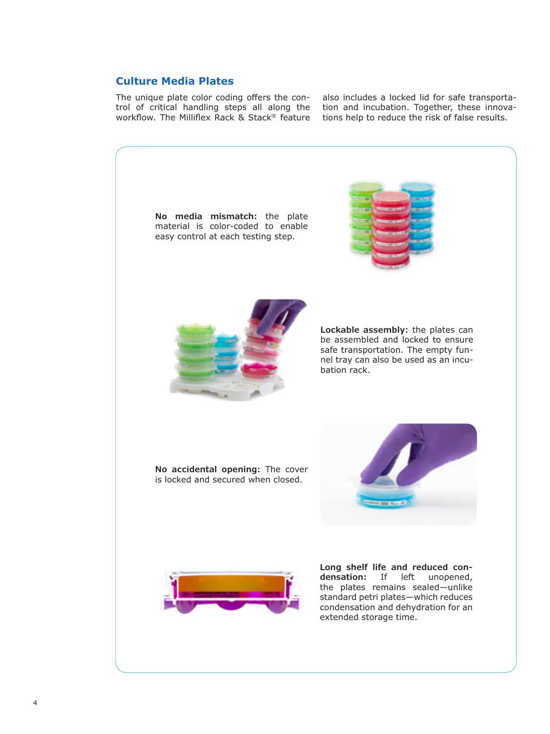## Culture Media Plates

The unique plate color coding offers the control of critical handling steps all along the workflow. The Milliflex Rack & Stack® feature also includes a locked lid for safe transportation and incubation. Together, these innovations help to reduce the risk of false results.

**No media mismatch:** the plate material is color-coded to enable easy control at each testing step.

**Lockable assembly:** the plates can be assembled and locked to ensure safe transportation. The empty funnel tray can also be used as an incubation rack.

**No accidental opening:** The cover is locked and secured when closed.

**Long shelf life and reduced condensation:** If left unopened, the plates remains sealed—unlike standard petri plates—which reduces condensation and dehydration for an extended storage time.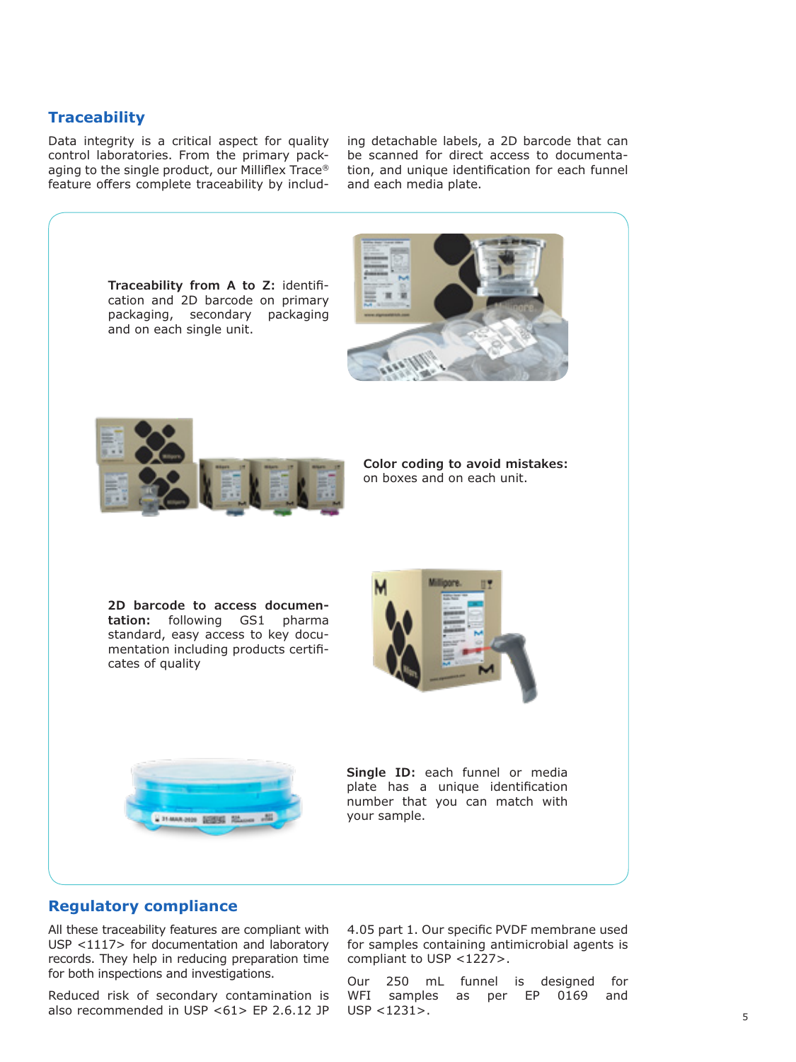## Traceability

Data integrity is a critical aspect for quality control laboratories. From the primary packaging to the single product, our Milliflex Trace® feature offers complete traceability by including detachable labels, a 2D barcode that can be scanned for direct access to documentation, and unique identification for each funnel and each media plate.

**Traceability from A to Z:** identification and 2D barcode on primary packaging, secondary packaging and on each single unit.

**Color coding to avoid mistakes:** on boxes and on each unit.

**2D barcode to access documentation:** following GS1 pharma standard, easy access to key documentation including products certificates of quality

**Single ID:** each funnel or media plate has a unique identification number that you can match with your sample.

## Regulatory compliance

All these traceability features are compliant with USP <1117> for documentation and laboratory records. They help in reducing preparation time for both inspections and investigations.

Reduced risk of secondary contamination is also recommended in USP <61> EP 2.6.12 JP 4.05 part 1. Our specific PVDF membrane used for samples containing antimicrobial agents is compliant to USP <1227>.

Our 250 mL funnel is designed for WFI samples as per EP 0169 and USP <1231>.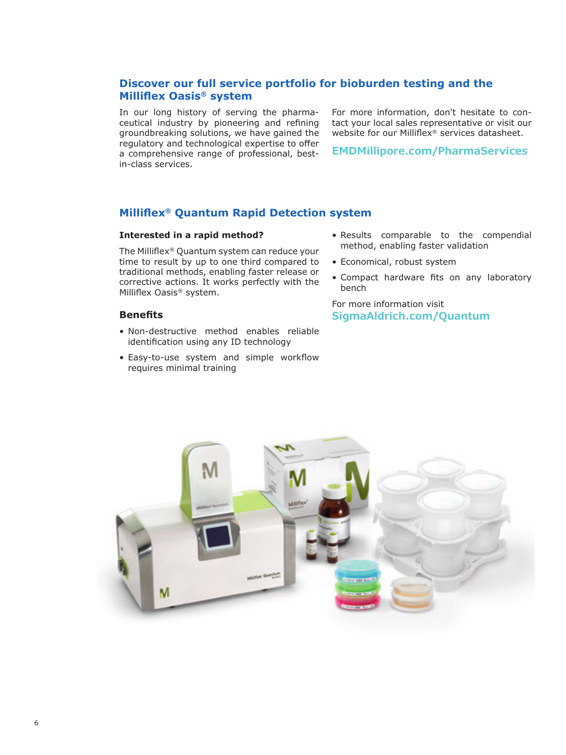## Discover our full service portfolio for bioburden testing and the Milliflex Oasis® system

In our long history of serving the pharmaceutical industry by pioneering and refining groundbreaking solutions, we have gained the regulatory and technological expertise to offer a comprehensive range of professional, best-in-class services.

For more information, don't hesitate to contact your local sales representative or visit our website for our Milliflex® services datasheet.

**EMDMillipore.com/PharmaServices**

## Milliflex® Quantum Rapid Detection system

**Interested in a rapid method?**

The Milliflex® Quantum system can reduce your time to result by up to one third compared to traditional methods, enabling faster release or corrective actions. It works perfectly with the Milliflex Oasis® system.

### Benefits

- Non-destructive method enables reliable identification using any ID technology
- Easy-to-use system and simple workflow requires minimal training
- Results comparable to the compendial method, enabling faster validation
- Economical, robust system
- Compact hardware fits on any laboratory bench

For more information visit
**SigmaAldrich.com/Quantum**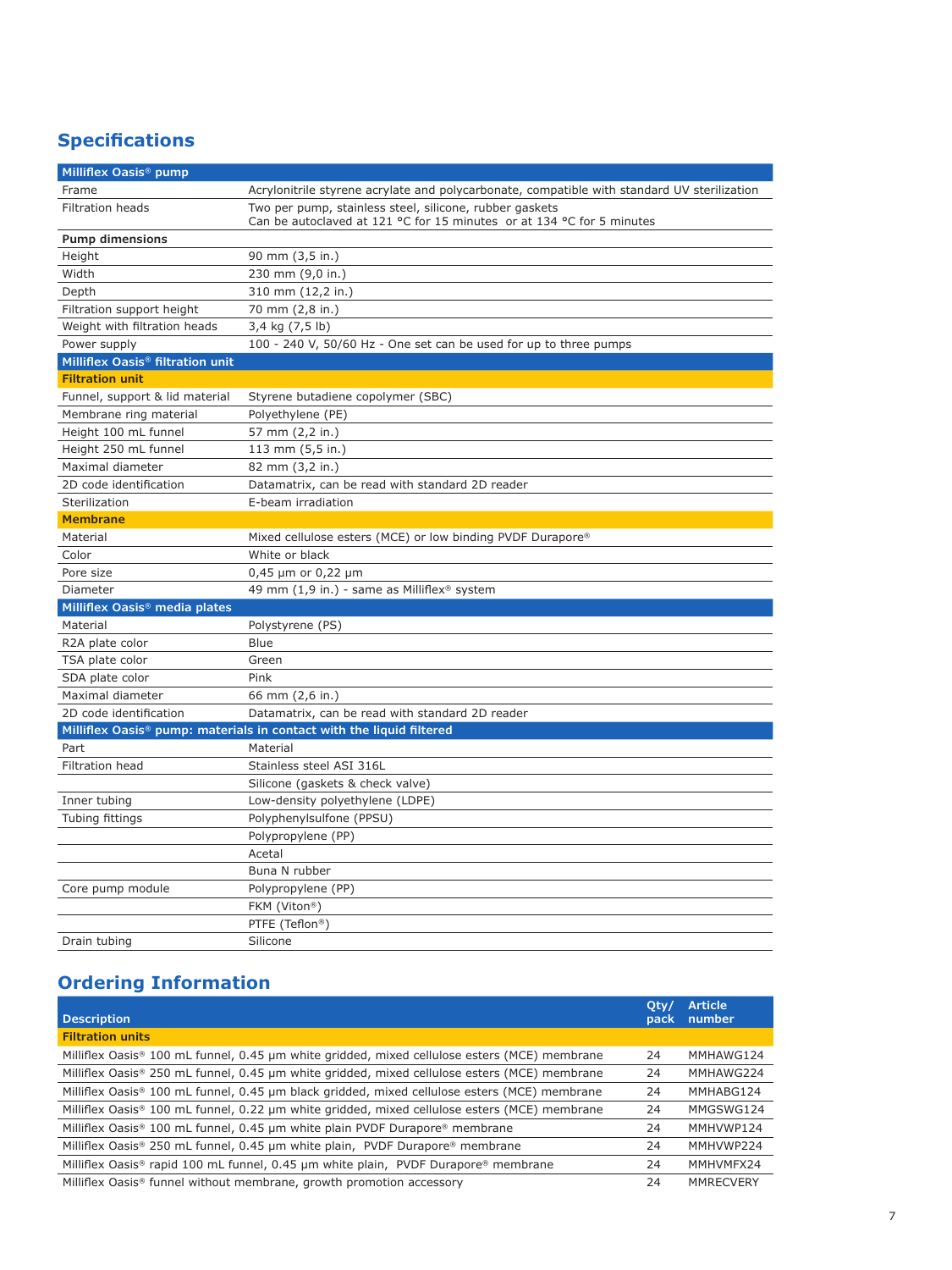## Specifications

| Milliflex Oasis® pump | |
|---|---|
| Frame | Acrylonitrile styrene acrylate and polycarbonate, compatible with standard UV sterilization |
| Filtration heads | Two per pump, stainless steel, silicone, rubber gaskets<br>Can be autoclaved at 121 °C for 15 minutes or at 134 °C for 5 minutes |
| **Pump dimensions** | |
| Height | 90 mm (3,5 in.) |
| Width | 230 mm (9,0 in.) |
| Depth | 310 mm (12,2 in.) |
| Filtration support height | 70 mm (2,8 in.) |
| Weight with filtration heads | 3,4 kg (7,5 lb) |
| Power supply | 100 - 240 V, 50/60 Hz - One set can be used for up to three pumps |
| **Milliflex Oasis® filtration unit** | |
| **Filtration unit** | |
| Funnel, support & lid material | Styrene butadiene copolymer (SBC) |
| Membrane ring material | Polyethylene (PE) |
| Height 100 mL funnel | 57 mm (2,2 in.) |
| Height 250 mL funnel | 113 mm (5,5 in.) |
| Maximal diameter | 82 mm (3,2 in.) |
| 2D code identification | Datamatrix, can be read with standard 2D reader |
| Sterilization | E-beam irradiation |
| **Membrane** | |
| Material | Mixed cellulose esters (MCE) or low binding PVDF Durapore® |
| Color | White or black |
| Pore size | 0,45 µm or 0,22 µm |
| Diameter | 49 mm (1,9 in.) - same as Milliflex® system |
| **Milliflex Oasis® media plates** | |
| Material | Polystyrene (PS) |
| R2A plate color | Blue |
| TSA plate color | Green |
| SDA plate color | Pink |
| Maximal diameter | 66 mm (2,6 in.) |
| 2D code identification | Datamatrix, can be read with standard 2D reader |
| **Milliflex Oasis® pump: materials in contact with the liquid filtered** | |
| Part | Material |
| Filtration head | Stainless steel ASI 316L |
| | Silicone (gaskets & check valve) |
| Inner tubing | Low-density polyethylene (LDPE) |
| Tubing fittings | Polyphenylsulfone (PPSU) |
| | Polypropylene (PP) |
| | Acetal |
| | Buna N rubber |
| Core pump module | Polypropylene (PP) |
| | FKM (Viton®) |
| | PTFE (Teflon®) |
| Drain tubing | Silicone |

## Ordering Information

| Description | Qty/ pack | Article number |
|---|---|---|
| **Filtration units** | | |
| Milliflex Oasis® 100 mL funnel, 0.45 µm white gridded, mixed cellulose esters (MCE) membrane | 24 | MMHAWG124 |
| Milliflex Oasis® 250 mL funnel, 0.45 µm white gridded, mixed cellulose esters (MCE) membrane | 24 | MMHAWG224 |
| Milliflex Oasis® 100 mL funnel, 0.45 µm black gridded, mixed cellulose esters (MCE) membrane | 24 | MMHABG124 |
| Milliflex Oasis® 100 mL funnel, 0.22 µm white gridded, mixed cellulose esters (MCE) membrane | 24 | MMGSWG124 |
| Milliflex Oasis® 100 mL funnel, 0.45 µm white plain PVDF Durapore® membrane | 24 | MMHVWP124 |
| Milliflex Oasis® 250 mL funnel, 0.45 µm white plain, PVDF Durapore® membrane | 24 | MMHVWP224 |
| Milliflex Oasis® rapid 100 mL funnel, 0.45 µm white plain, PVDF Durapore® membrane | 24 | MMHVMFX24 |
| Milliflex Oasis® funnel without membrane, growth promotion accessory | 24 | MMRECVERY |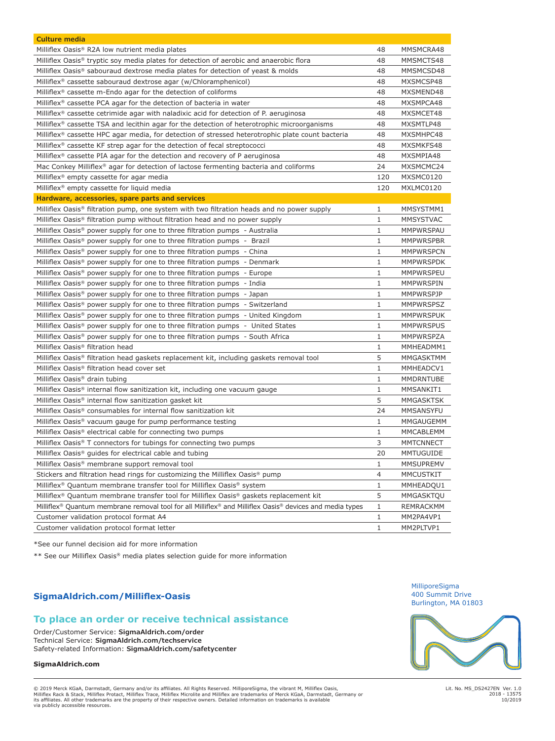| Culture media | | |
|---|---|---|
| Milliflex Oasis® R2A low nutrient media plates | 48 | MMSMCRA48 |
| Milliflex Oasis® tryptic soy media plates for detection of aerobic and anaerobic flora | 48 | MMSMCTS48 |
| Milliflex Oasis® sabouraud dextrose media plates for detection of yeast & molds | 48 | MMSMCSD48 |
| Milliflex® cassette sabouraud dextrose agar (w/Chloramphenicol) | 48 | MXSMCSP48 |
| Milliflex® cassette m-Endo agar for the detection of coliforms | 48 | MXSMEND48 |
| Milliflex® cassette PCA agar for the detection of bacteria in water | 48 | MXSMPCA48 |
| Milliflex® cassette cetrimide agar with naladixic acid for detection of P. aeruginosa | 48 | MXSMCET48 |
| Milliflex® cassette TSA and lecithin agar for the detection of heterotrophic microorganisms | 48 | MXSMTLP48 |
| Milliflex® cassette HPC agar media, for detection of stressed heterotrophic plate count bacteria | 48 | MXSMHPC48 |
| Milliflex® cassette KF strep agar for the detection of fecal streptococci | 48 | MXSMKFS48 |
| Milliflex® cassette PIA agar for the detection and recovery of P aeruginosa | 48 | MXSMPIA48 |
| Mac Conkey Milliflex® agar for detection of lactose fermenting bacteria and coliforms | 24 | MXSMCMC24 |
| Milliflex® empty cassette for agar media | 120 | MXSMC0120 |
| Milliflex® empty cassette for liquid media | 120 | MXLMC0120 |
| **Hardware, accessories, spare parts and services** | | |
| Milliflex Oasis® filtration pump, one system with two filtration heads and no power supply | 1 | MMSYSTMM1 |
| Milliflex Oasis® filtration pump without filtration head and no power supply | 1 | MMSYSTVAC |
| Milliflex Oasis® power supply for one to three filtration pumps - Australia | 1 | MMPWRSPAU |
| Milliflex Oasis® power supply for one to three filtration pumps - Brazil | 1 | MMPWRSPBR |
| Milliflex Oasis® power supply for one to three filtration pumps - China | 1 | MMPWRSPCN |
| Milliflex Oasis® power supply for one to three filtration pumps - Denmark | 1 | MMPWRSPDK |
| Milliflex Oasis® power supply for one to three filtration pumps - Europe | 1 | MMPWRSPEU |
| Milliflex Oasis® power supply for one to three filtration pumps - India | 1 | MMPWRSPIN |
| Milliflex Oasis® power supply for one to three filtration pumps - Japan | 1 | MMPWRSPJP |
| Milliflex Oasis® power supply for one to three filtration pumps - Switzerland | 1 | MMPWRSPSZ |
| Milliflex Oasis® power supply for one to three filtration pumps - United Kingdom | 1 | MMPWRSPUK |
| Milliflex Oasis® power supply for one to three filtration pumps - United States | 1 | MMPWRSPUS |
| Milliflex Oasis® power supply for one to three filtration pumps - South Africa | 1 | MMPWRSPZA |
| Milliflex Oasis® filtration head | 1 | MMHEADMM1 |
| Milliflex Oasis® filtration head gaskets replacement kit, including gaskets removal tool | 5 | MMGASKTMM |
| Milliflex Oasis® filtration head cover set | 1 | MMHEADCV1 |
| Milliflex Oasis® drain tubing | 1 | MMDRNTUBE |
| Milliflex Oasis® internal flow sanitization kit, including one vacuum gauge | 1 | MMSANKIT1 |
| Milliflex Oasis® internal flow sanitization gasket kit | 5 | MMGASKTSK |
| Milliflex Oasis® consumables for internal flow sanitization kit | 24 | MMSANSYFU |
| Milliflex Oasis® vacuum gauge for pump performance testing | 1 | MMGAUGEMM |
| Milliflex Oasis® electrical cable for connecting two pumps | 1 | MMCABLEMM |
| Milliflex Oasis® T connectors for tubings for connecting two pumps | 3 | MMTCNNECT |
| Milliflex Oasis® guides for electrical cable and tubing | 20 | MMTUGUIDE |
| Milliflex Oasis® membrane support removal tool | 1 | MMSUPREMV |
| Stickers and filtration head rings for customizing the Milliflex Oasis® pump | 4 | MMCUSTKIT |
| Milliflex® Quantum membrane transfer tool for Milliflex Oasis® system | 1 | MMHEADQU1 |
| Milliflex® Quantum membrane transfer tool for Milliflex Oasis® gaskets replacement kit | 5 | MMGASKTQU |
| Milliflex® Quantum membrane removal tool for all Milliflex® and Milliflex Oasis® devices and media types | 1 | REMRACKMM |
| Customer validation protocol format A4 | 1 | MM2PA4VP1 |
| Customer validation protocol format letter | 1 | MM2PLTVP1 |

*See our funnel decision aid for more information

** See our Milliflex Oasis® media plates selection guide for more information

## SigmaAldrich.com/Milliflex-Oasis

## To place an order or receive technical assistance

Order/Customer Service: **SigmaAldrich.com/order**
Technical Service: **SigmaAldrich.com/techservice**
Safety-related Information: **SigmaAldrich.com/safetycenter**

**SigmaAldrich.com**

MilliporeSigma
400 Summit Drive
Burlington, MA 01803

© 2019 Merck KGaA, Darmstadt, Germany and/or its affiliates. All Rights Reserved. MilliporeSigma, the vibrant M, Milliflex Oasis, Milliflex Rack & Stack, Milliflex Protact, Milliflex Trace, Milliflex Microlite and Milliflex are trademarks of Merck KGaA, Darmstadt, Germany or its affiliates. All other trademarks are the property of their respective owners. Detailed information on trademarks is available via publicly accessible resources.

Lit. No. MS_DS2427EN Ver. 1.0
2018 - 13575
10/2019